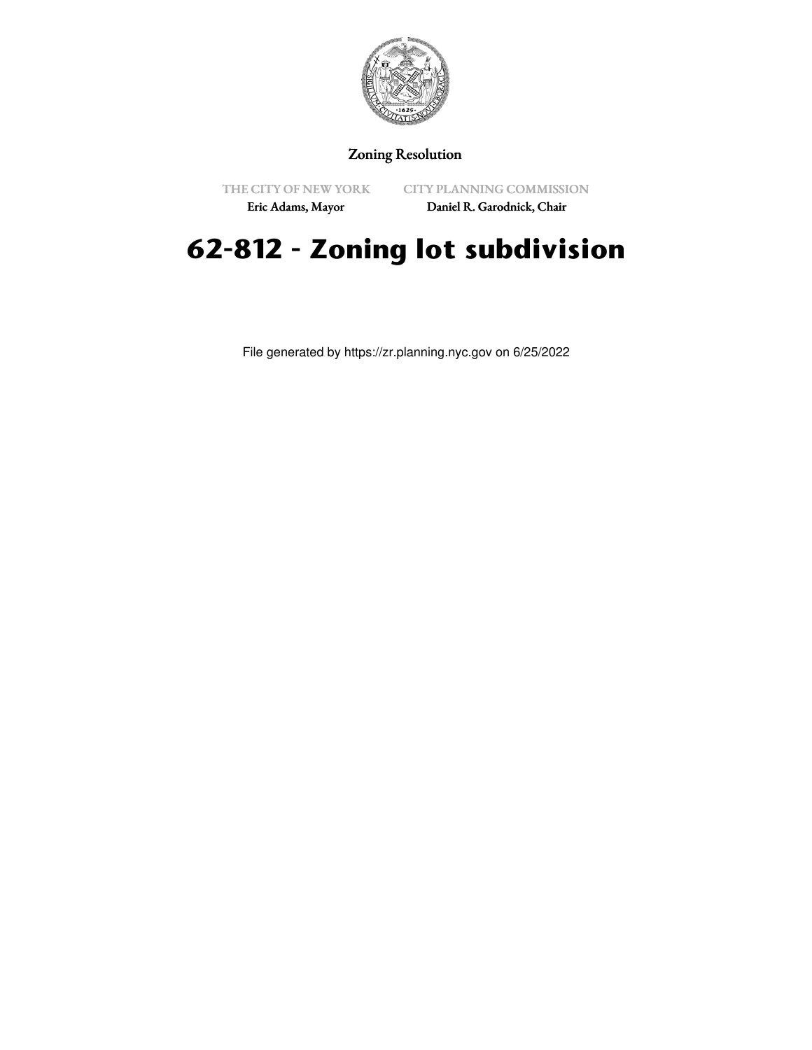Zoning Resolution

THE CITY OF NEW YORK
Eric Adams, Mayor

CITY PLANNING COMMISSION
Daniel R. Garodnick, Chair

# 62-812 - Zoning lot subdivision

File generated by https://zr.planning.nyc.gov on 6/25/2022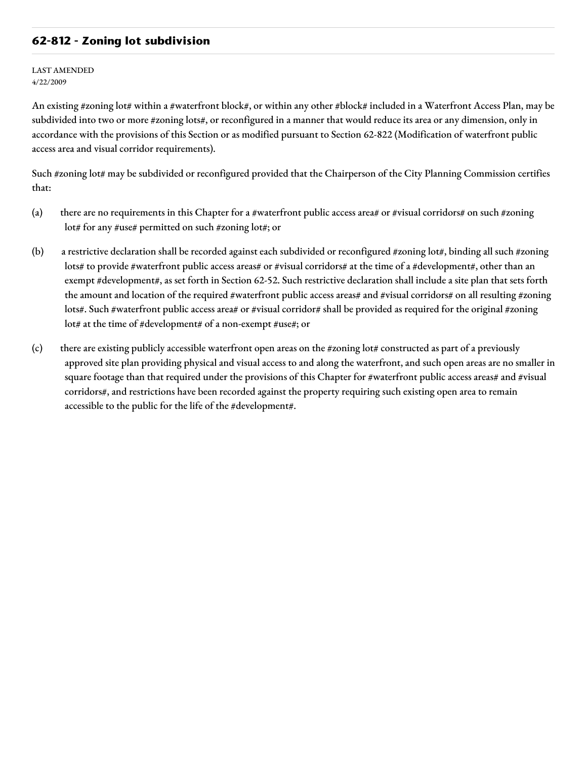## 62-812 - Zoning lot subdivision

LAST AMENDED
4/22/2009

An existing #zoning lot# within a #waterfront block#, or within any other #block# included in a Waterfront Access Plan, may be subdivided into two or more #zoning lots#, or reconfigured in a manner that would reduce its area or any dimension, only in accordance with the provisions of this Section or as modified pursuant to Section 62-822 (Modification of waterfront public access area and visual corridor requirements).

Such #zoning lot# may be subdivided or reconfigured provided that the Chairperson of the City Planning Commission certifies that:

(a) there are no requirements in this Chapter for a #waterfront public access area# or #visual corridors# on such #zoning lot# for any #use# permitted on such #zoning lot#; or

(b) a restrictive declaration shall be recorded against each subdivided or reconfigured #zoning lot#, binding all such #zoning lots# to provide #waterfront public access areas# or #visual corridors# at the time of a #development#, other than an exempt #development#, as set forth in Section 62-52. Such restrictive declaration shall include a site plan that sets forth the amount and location of the required #waterfront public access areas# and #visual corridors# on all resulting #zoning lots#. Such #waterfront public access area# or #visual corridor# shall be provided as required for the original #zoning lot# at the time of #development# of a non-exempt #use#; or

(c) there are existing publicly accessible waterfront open areas on the #zoning lot# constructed as part of a previously approved site plan providing physical and visual access to and along the waterfront, and such open areas are no smaller in square footage than that required under the provisions of this Chapter for #waterfront public access areas# and #visual corridors#, and restrictions have been recorded against the property requiring such existing open area to remain accessible to the public for the life of the #development#.